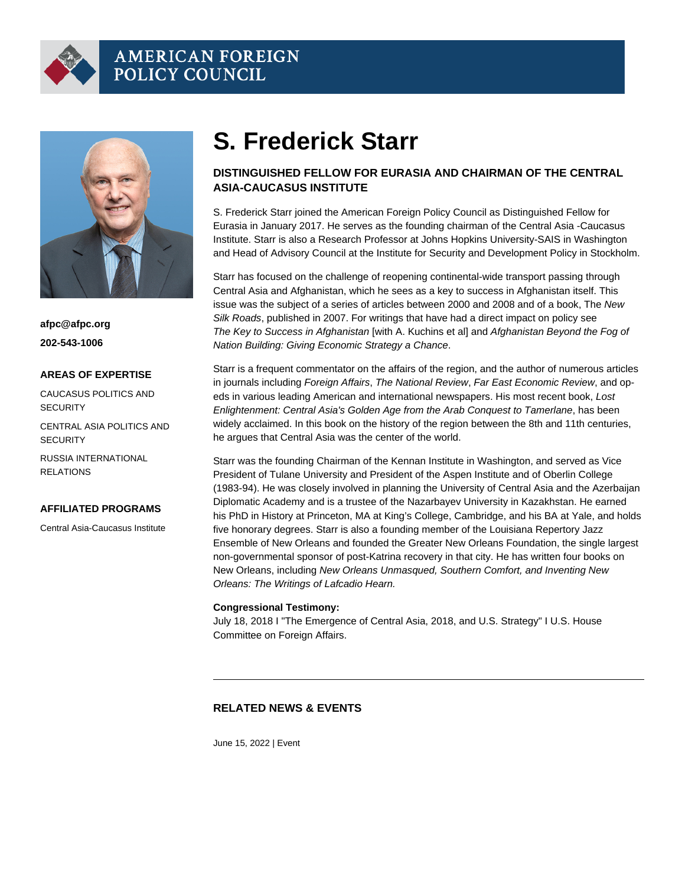AMERICAN FOREIGN POLICY COUNCIL

# S. Frederick Starr

### DISTINGUISHED FELLOW FOR EURASIA AND CHAIRMAN OF THE CENTRAL ASIA-CAUCASUS INSTITUTE

**afpc@afpc.org**

**202-543-1006**

**AREAS OF EXPERTISE**

CAUCASUS POLITICS AND SECURITY

CENTRAL ASIA POLITICS AND SECURITY

RUSSIA INTERNATIONAL RELATIONS

**AFFILIATED PROGRAMS**

Central Asia-Caucasus Institute

S. Frederick Starr joined the American Foreign Policy Council as Distinguished Fellow for Eurasia in January 2017. He serves as the founding chairman of the Central Asia -Caucasus Institute. Starr is also a Research Professor at Johns Hopkins University-SAIS in Washington and Head of Advisory Council at the Institute for Security and Development Policy in Stockholm.

Starr has focused on the challenge of reopening continental-wide transport passing through Central Asia and Afghanistan, which he sees as a key to success in Afghanistan itself. This issue was the subject of a series of articles between 2000 and 2008 and of a book, The *New Silk Roads*, published in 2007. For writings that have had a direct impact on policy see *The Key to Success in Afghanistan* [with A. Kuchins et al] and *Afghanistan Beyond the Fog of Nation Building: Giving Economic Strategy a Chance*.

Starr is a frequent commentator on the affairs of the region, and the author of numerous articles in journals including *Foreign Affairs*, *The National Review*, *Far East Economic Review*, and op-eds in various leading American and international newspapers. His most recent book, *Lost Enlightenment: Central Asia's Golden Age from the Arab Conquest to Tamerlane*, has been widely acclaimed. In this book on the history of the region between the 8th and 11th centuries, he argues that Central Asia was the center of the world.

Starr was the founding Chairman of the Kennan Institute in Washington, and served as Vice President of Tulane University and President of the Aspen Institute and of Oberlin College (1983-94). He was closely involved in planning the University of Central Asia and the Azerbaijan Diplomatic Academy and is a trustee of the Nazarbayev University in Kazakhstan. He earned his PhD in History at Princeton, MA at King's College, Cambridge, and his BA at Yale, and holds five honorary degrees. Starr is also a founding member of the Louisiana Repertory Jazz Ensemble of New Orleans and founded the Greater New Orleans Foundation, the single largest non-governmental sponsor of post-Katrina recovery in that city. He has written four books on New Orleans, including *New Orleans Unmasqued, Southern Comfort, and Inventing New Orleans: The Writings of Lafcadio Hearn.*

**Congressional Testimony:**
July 18, 2018 I "The Emergence of Central Asia, 2018, and U.S. Strategy" I U.S. House Committee on Foreign Affairs.

---

### RELATED NEWS & EVENTS

June 15, 2022 | Event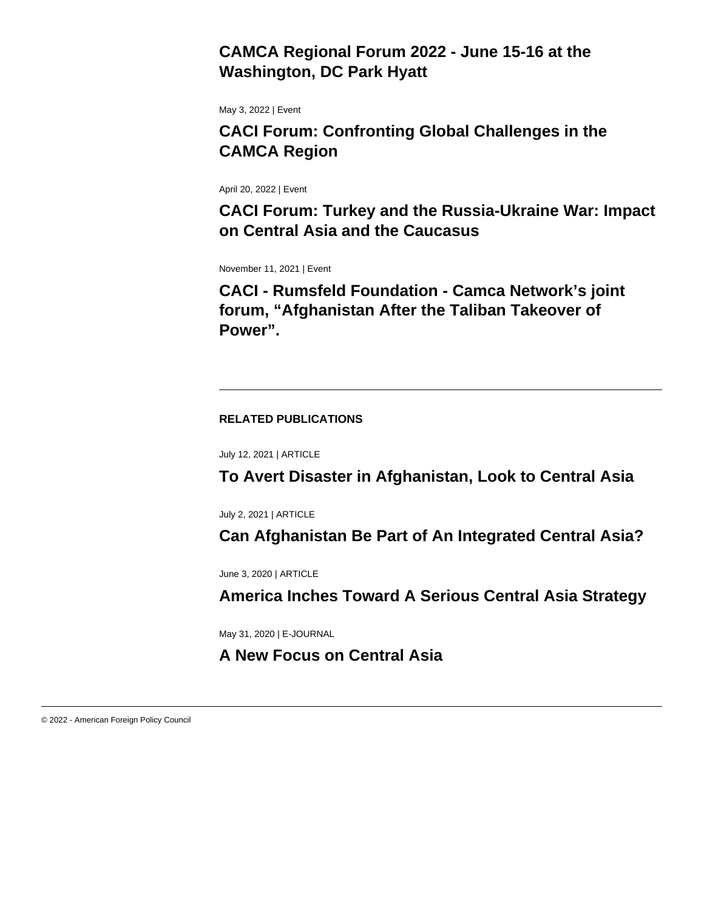### CAMCA Regional Forum 2022 - June 15-16 at the Washington, DC Park Hyatt

May 3, 2022 | Event

### CACI Forum: Confronting Global Challenges in the CAMCA Region

April 20, 2022 | Event

### CACI Forum: Turkey and the Russia-Ukraine War: Impact on Central Asia and the Caucasus

November 11, 2021 | Event

### CACI - Rumsfeld Foundation - Camca Network’s joint forum, “Afghanistan After the Taliban Takeover of Power”.

---

**RELATED PUBLICATIONS**

July 12, 2021 | ARTICLE

### To Avert Disaster in Afghanistan, Look to Central Asia

July 2, 2021 | ARTICLE

### Can Afghanistan Be Part of An Integrated Central Asia?

June 3, 2020 | ARTICLE

### America Inches Toward A Serious Central Asia Strategy

May 31, 2020 | E-JOURNAL

### A New Focus on Central Asia

---

© 2022 - American Foreign Policy Council